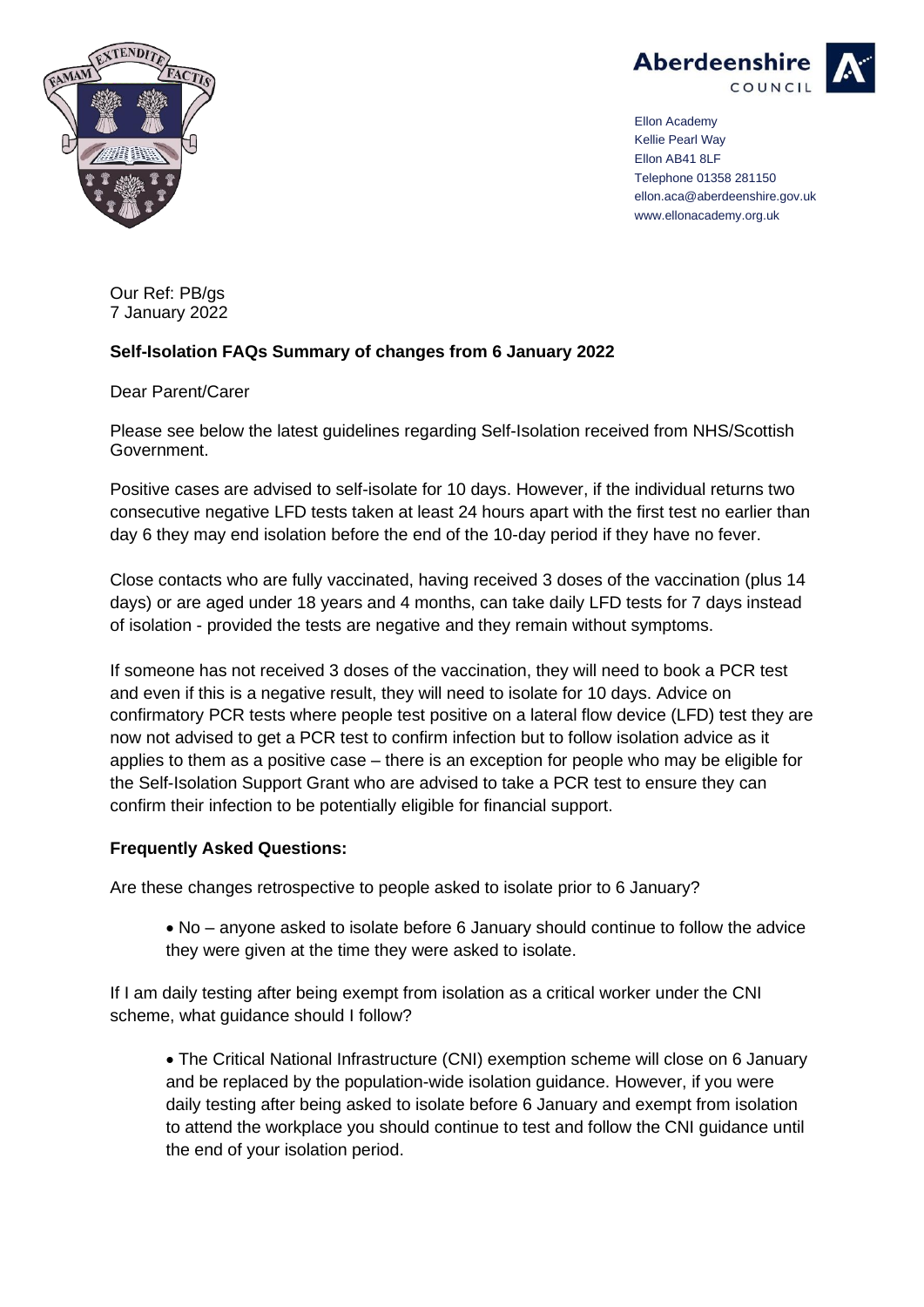Aberdeenshire COUNCIL

Ellon Academy
Kellie Pearl Way
Ellon AB41 8LF
Telephone 01358 281150
ellon.aca@aberdeenshire.gov.uk
www.ellonacademy.org.uk

Our Ref: PB/gs
7 January 2022

**Self-Isolation FAQs Summary of changes from 6 January 2022**

Dear Parent/Carer

Please see below the latest guidelines regarding Self-Isolation received from NHS/Scottish Government.

Positive cases are advised to self-isolate for 10 days. However, if the individual returns two consecutive negative LFD tests taken at least 24 hours apart with the first test no earlier than day 6 they may end isolation before the end of the 10-day period if they have no fever.

Close contacts who are fully vaccinated, having received 3 doses of the vaccination (plus 14 days) or are aged under 18 years and 4 months, can take daily LFD tests for 7 days instead of isolation - provided the tests are negative and they remain without symptoms.

If someone has not received 3 doses of the vaccination, they will need to book a PCR test and even if this is a negative result, they will need to isolate for 10 days. Advice on confirmatory PCR tests where people test positive on a lateral flow device (LFD) test they are now not advised to get a PCR test to confirm infection but to follow isolation advice as it applies to them as a positive case – there is an exception for people who may be eligible for the Self-Isolation Support Grant who are advised to take a PCR test to ensure they can confirm their infection to be potentially eligible for financial support.

**Frequently Asked Questions:**

Are these changes retrospective to people asked to isolate prior to 6 January?

- No – anyone asked to isolate before 6 January should continue to follow the advice they were given at the time they were asked to isolate.

If I am daily testing after being exempt from isolation as a critical worker under the CNI scheme, what guidance should I follow?

- The Critical National Infrastructure (CNI) exemption scheme will close on 6 January and be replaced by the population-wide isolation guidance. However, if you were daily testing after being asked to isolate before 6 January and exempt from isolation to attend the workplace you should continue to test and follow the CNI guidance until the end of your isolation period.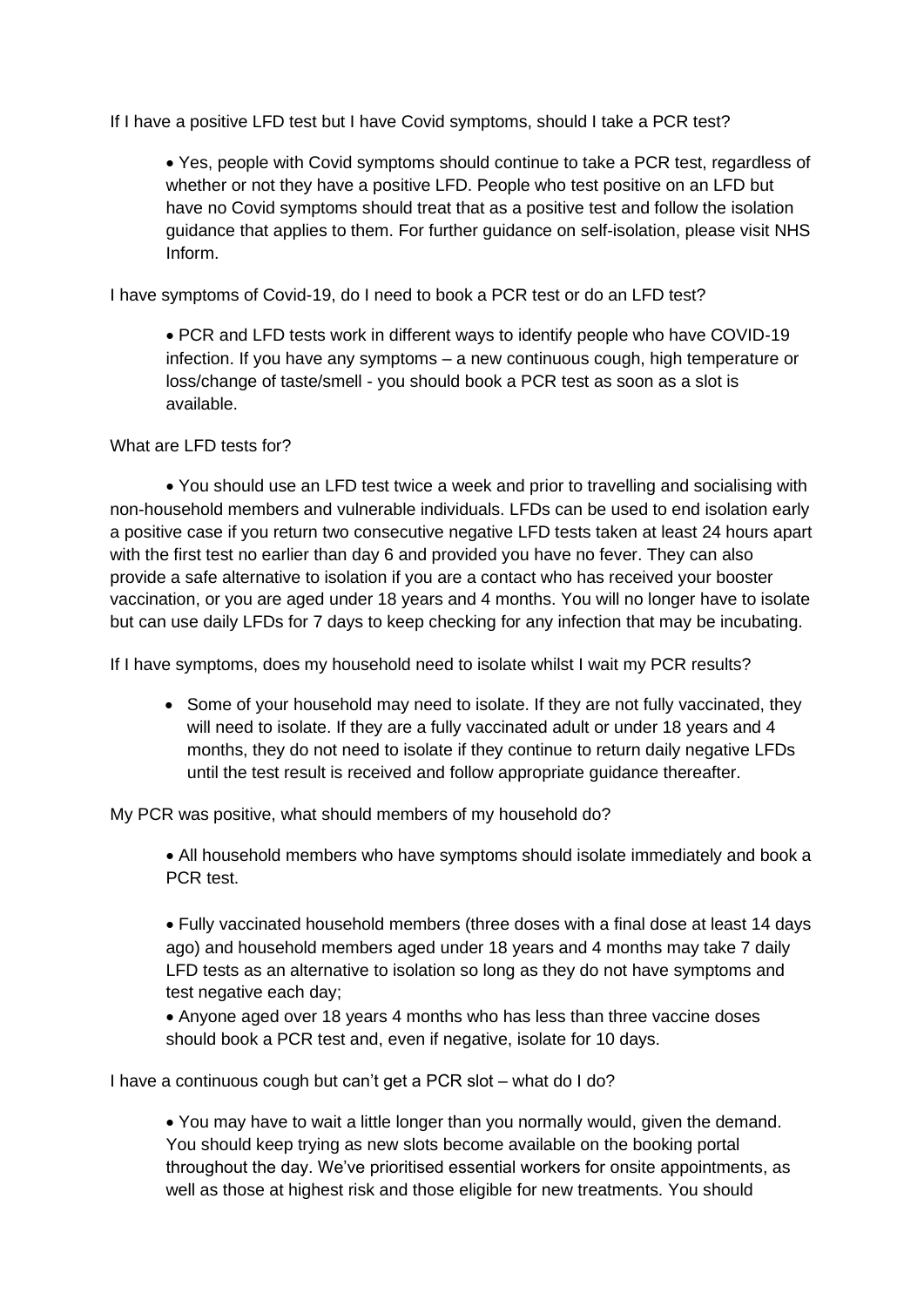If I have a positive LFD test but I have Covid symptoms, should I take a PCR test?

- Yes, people with Covid symptoms should continue to take a PCR test, regardless of whether or not they have a positive LFD. People who test positive on an LFD but have no Covid symptoms should treat that as a positive test and follow the isolation guidance that applies to them. For further guidance on self-isolation, please visit NHS Inform.

I have symptoms of Covid-19, do I need to book a PCR test or do an LFD test?

- PCR and LFD tests work in different ways to identify people who have COVID-19 infection. If you have any symptoms – a new continuous cough, high temperature or loss/change of taste/smell - you should book a PCR test as soon as a slot is available.

What are LFD tests for?

- You should use an LFD test twice a week and prior to travelling and socialising with non-household members and vulnerable individuals. LFDs can be used to end isolation early a positive case if you return two consecutive negative LFD tests taken at least 24 hours apart with the first test no earlier than day 6 and provided you have no fever. They can also provide a safe alternative to isolation if you are a contact who has received your booster vaccination, or you are aged under 18 years and 4 months. You will no longer have to isolate but can use daily LFDs for 7 days to keep checking for any infection that may be incubating.

If I have symptoms, does my household need to isolate whilst I wait my PCR results?

- Some of your household may need to isolate. If they are not fully vaccinated, they will need to isolate. If they are a fully vaccinated adult or under 18 years and 4 months, they do not need to isolate if they continue to return daily negative LFDs until the test result is received and follow appropriate guidance thereafter.

My PCR was positive, what should members of my household do?

- All household members who have symptoms should isolate immediately and book a PCR test.

- Fully vaccinated household members (three doses with a final dose at least 14 days ago) and household members aged under 18 years and 4 months may take 7 daily LFD tests as an alternative to isolation so long as they do not have symptoms and test negative each day;
- Anyone aged over 18 years 4 months who has less than three vaccine doses should book a PCR test and, even if negative, isolate for 10 days.

I have a continuous cough but can't get a PCR slot – what do I do?

- You may have to wait a little longer than you normally would, given the demand. You should keep trying as new slots become available on the booking portal throughout the day. We've prioritised essential workers for onsite appointments, as well as those at highest risk and those eligible for new treatments. You should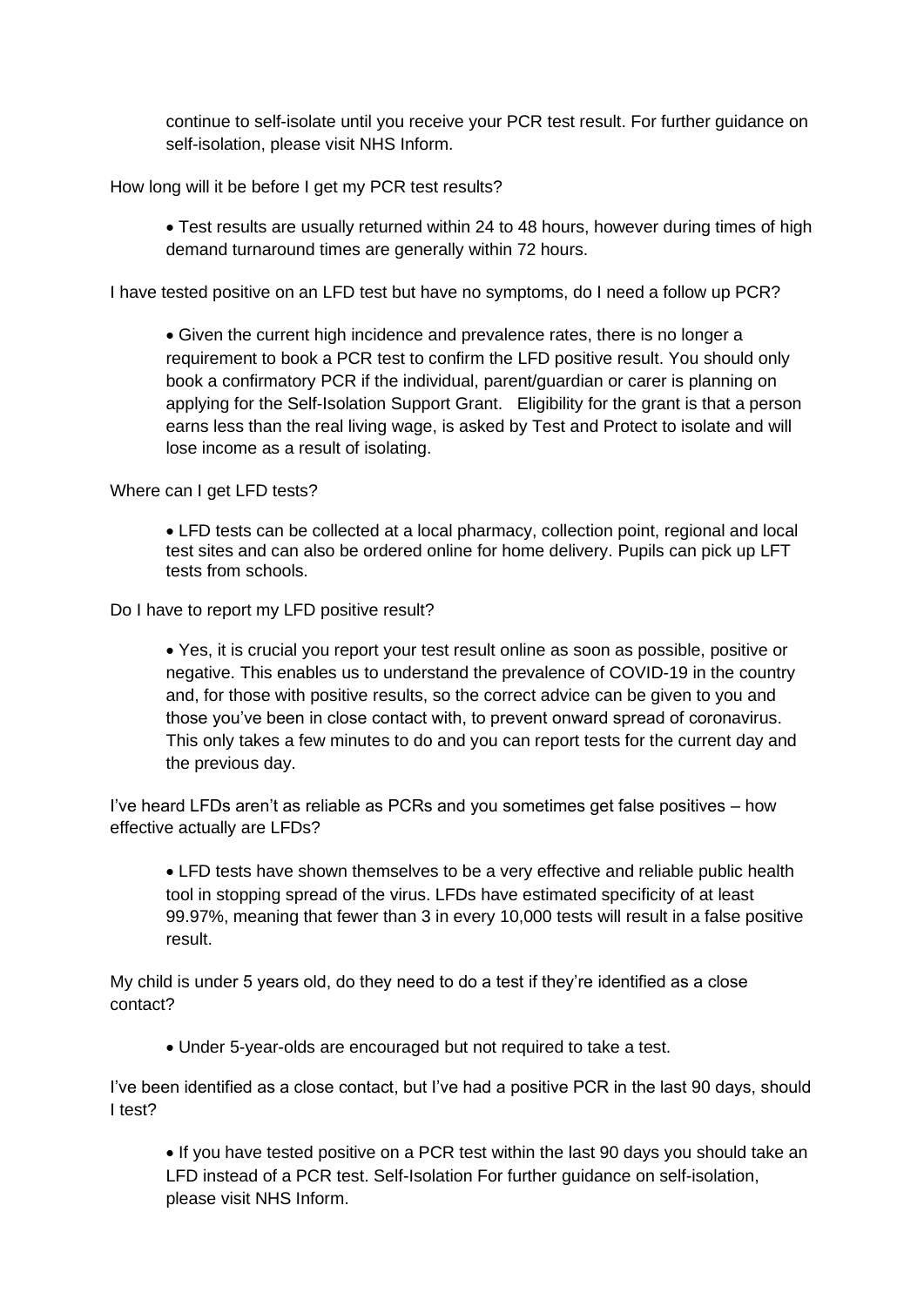continue to self-isolate until you receive your PCR test result. For further guidance on self-isolation, please visit NHS Inform.

How long will it be before I get my PCR test results?

- Test results are usually returned within 24 to 48 hours, however during times of high demand turnaround times are generally within 72 hours.

I have tested positive on an LFD test but have no symptoms, do I need a follow up PCR?

- Given the current high incidence and prevalence rates, there is no longer a requirement to book a PCR test to confirm the LFD positive result. You should only book a confirmatory PCR if the individual, parent/guardian or carer is planning on applying for the Self-Isolation Support Grant. Eligibility for the grant is that a person earns less than the real living wage, is asked by Test and Protect to isolate and will lose income as a result of isolating.

Where can I get LFD tests?

- LFD tests can be collected at a local pharmacy, collection point, regional and local test sites and can also be ordered online for home delivery. Pupils can pick up LFT tests from schools.

Do I have to report my LFD positive result?

- Yes, it is crucial you report your test result online as soon as possible, positive or negative. This enables us to understand the prevalence of COVID-19 in the country and, for those with positive results, so the correct advice can be given to you and those you've been in close contact with, to prevent onward spread of coronavirus. This only takes a few minutes to do and you can report tests for the current day and the previous day.

I've heard LFDs aren't as reliable as PCRs and you sometimes get false positives – how effective actually are LFDs?

- LFD tests have shown themselves to be a very effective and reliable public health tool in stopping spread of the virus. LFDs have estimated specificity of at least 99.97%, meaning that fewer than 3 in every 10,000 tests will result in a false positive result.

My child is under 5 years old, do they need to do a test if they're identified as a close contact?

- Under 5-year-olds are encouraged but not required to take a test.

I've been identified as a close contact, but I've had a positive PCR in the last 90 days, should I test?

- If you have tested positive on a PCR test within the last 90 days you should take an LFD instead of a PCR test. Self-Isolation For further guidance on self-isolation, please visit NHS Inform.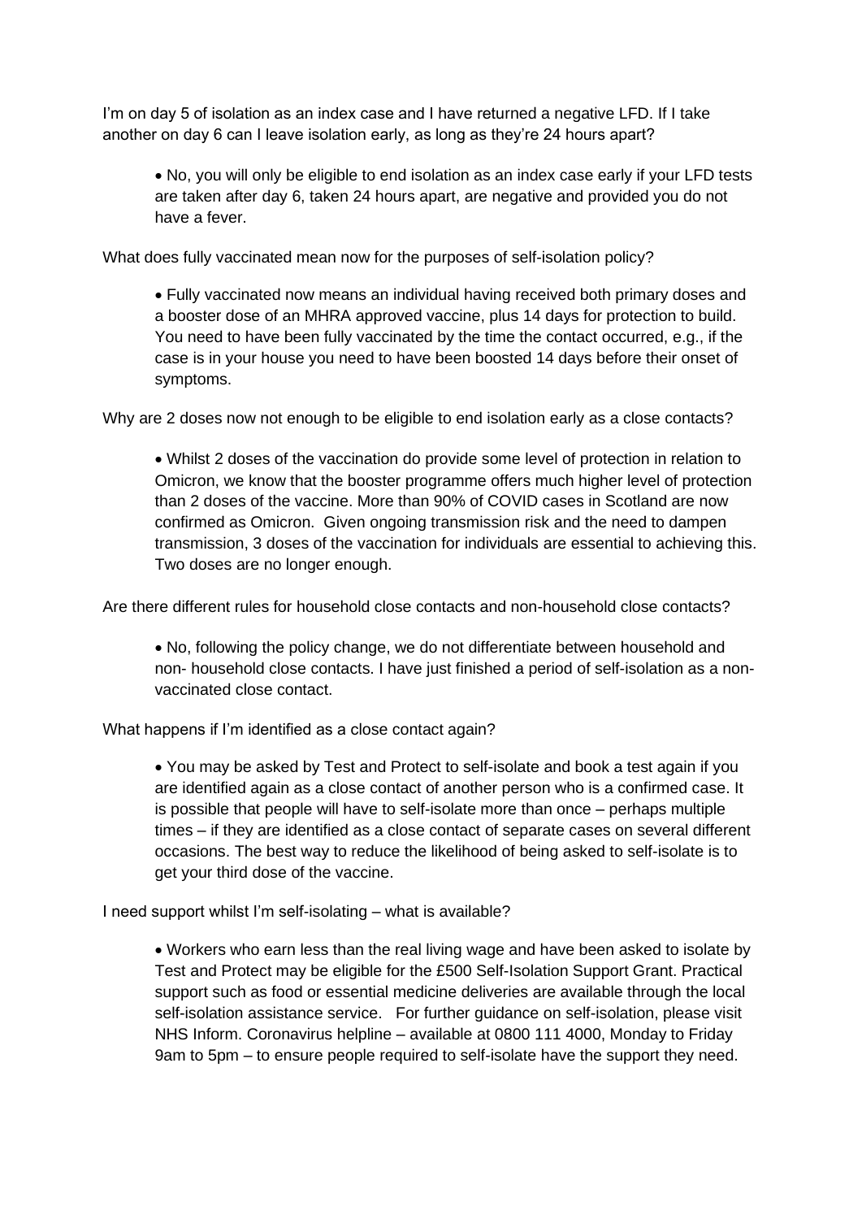I'm on day 5 of isolation as an index case and I have returned a negative LFD. If I take another on day 6 can I leave isolation early, as long as they're 24 hours apart?

- No, you will only be eligible to end isolation as an index case early if your LFD tests are taken after day 6, taken 24 hours apart, are negative and provided you do not have a fever.

What does fully vaccinated mean now for the purposes of self-isolation policy?

- Fully vaccinated now means an individual having received both primary doses and a booster dose of an MHRA approved vaccine, plus 14 days for protection to build. You need to have been fully vaccinated by the time the contact occurred, e.g., if the case is in your house you need to have been boosted 14 days before their onset of symptoms.

Why are 2 doses now not enough to be eligible to end isolation early as a close contacts?

- Whilst 2 doses of the vaccination do provide some level of protection in relation to Omicron, we know that the booster programme offers much higher level of protection than 2 doses of the vaccine. More than 90% of COVID cases in Scotland are now confirmed as Omicron. Given ongoing transmission risk and the need to dampen transmission, 3 doses of the vaccination for individuals are essential to achieving this. Two doses are no longer enough.

Are there different rules for household close contacts and non-household close contacts?

- No, following the policy change, we do not differentiate between household and non- household close contacts. I have just finished a period of self-isolation as a non-vaccinated close contact.

What happens if I'm identified as a close contact again?

- You may be asked by Test and Protect to self-isolate and book a test again if you are identified again as a close contact of another person who is a confirmed case. It is possible that people will have to self-isolate more than once – perhaps multiple times – if they are identified as a close contact of separate cases on several different occasions. The best way to reduce the likelihood of being asked to self-isolate is to get your third dose of the vaccine.

I need support whilst I'm self-isolating – what is available?

- Workers who earn less than the real living wage and have been asked to isolate by Test and Protect may be eligible for the £500 Self-Isolation Support Grant. Practical support such as food or essential medicine deliveries are available through the local self-isolation assistance service. For further guidance on self-isolation, please visit NHS Inform. Coronavirus helpline – available at 0800 111 4000, Monday to Friday 9am to 5pm – to ensure people required to self-isolate have the support they need.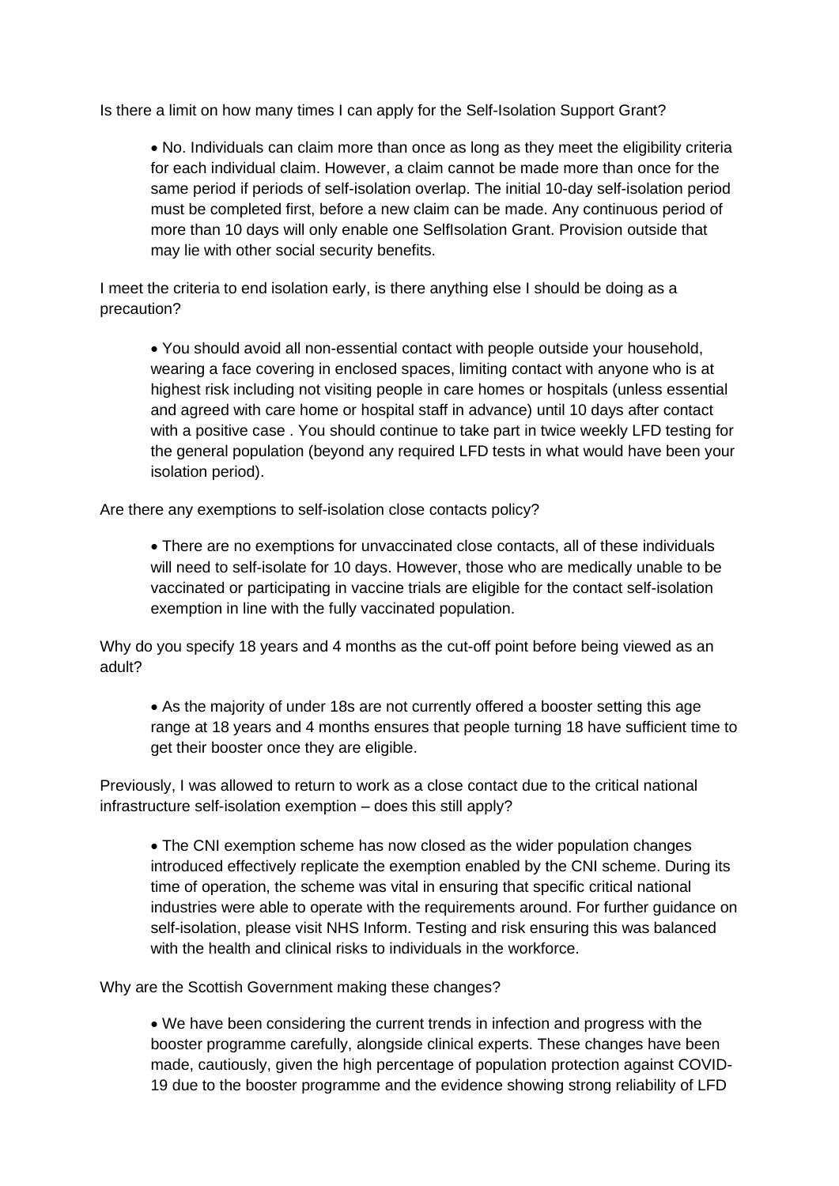Is there a limit on how many times I can apply for the Self-Isolation Support Grant?

- No. Individuals can claim more than once as long as they meet the eligibility criteria for each individual claim. However, a claim cannot be made more than once for the same period if periods of self-isolation overlap. The initial 10-day self-isolation period must be completed first, before a new claim can be made. Any continuous period of more than 10 days will only enable one SelfIsolation Grant. Provision outside that may lie with other social security benefits.

I meet the criteria to end isolation early, is there anything else I should be doing as a precaution?

- You should avoid all non-essential contact with people outside your household, wearing a face covering in enclosed spaces, limiting contact with anyone who is at highest risk including not visiting people in care homes or hospitals (unless essential and agreed with care home or hospital staff in advance) until 10 days after contact with a positive case . You should continue to take part in twice weekly LFD testing for the general population (beyond any required LFD tests in what would have been your isolation period).

Are there any exemptions to self-isolation close contacts policy?

- There are no exemptions for unvaccinated close contacts, all of these individuals will need to self-isolate for 10 days. However, those who are medically unable to be vaccinated or participating in vaccine trials are eligible for the contact self-isolation exemption in line with the fully vaccinated population.

Why do you specify 18 years and 4 months as the cut-off point before being viewed as an adult?

- As the majority of under 18s are not currently offered a booster setting this age range at 18 years and 4 months ensures that people turning 18 have sufficient time to get their booster once they are eligible.

Previously, I was allowed to return to work as a close contact due to the critical national infrastructure self-isolation exemption – does this still apply?

- The CNI exemption scheme has now closed as the wider population changes introduced effectively replicate the exemption enabled by the CNI scheme. During its time of operation, the scheme was vital in ensuring that specific critical national industries were able to operate with the requirements around. For further guidance on self-isolation, please visit NHS Inform. Testing and risk ensuring this was balanced with the health and clinical risks to individuals in the workforce.

Why are the Scottish Government making these changes?

- We have been considering the current trends in infection and progress with the booster programme carefully, alongside clinical experts. These changes have been made, cautiously, given the high percentage of population protection against COVID-19 due to the booster programme and the evidence showing strong reliability of LFD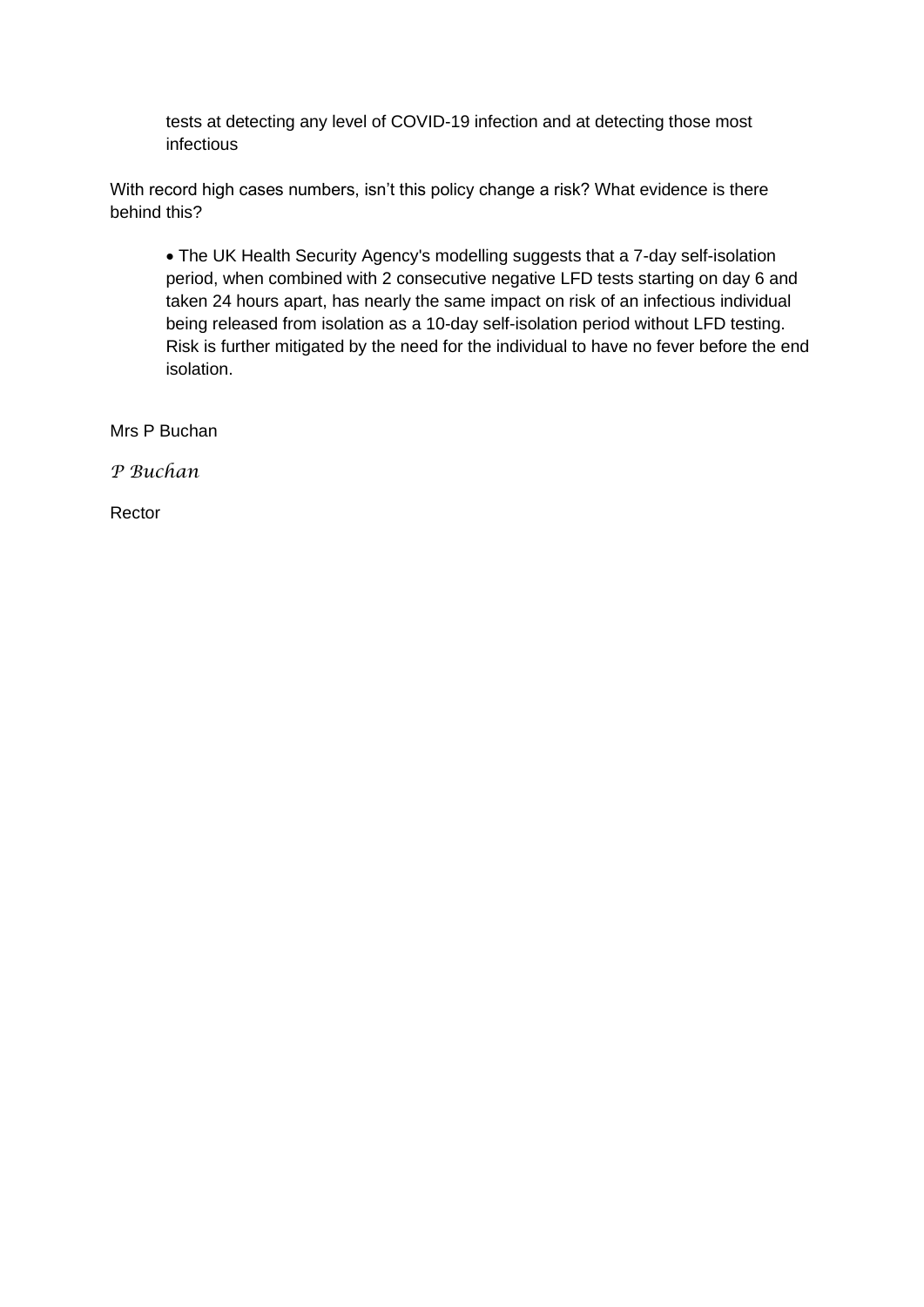tests at detecting any level of COVID-19 infection and at detecting those most infectious

With record high cases numbers, isn't this policy change a risk? What evidence is there behind this?

- The UK Health Security Agency's modelling suggests that a 7-day self-isolation period, when combined with 2 consecutive negative LFD tests starting on day 6 and taken 24 hours apart, has nearly the same impact on risk of an infectious individual being released from isolation as a 10-day self-isolation period without LFD testing. Risk is further mitigated by the need for the individual to have no fever before the end isolation.

Mrs P Buchan

*P Buchan*

Rector